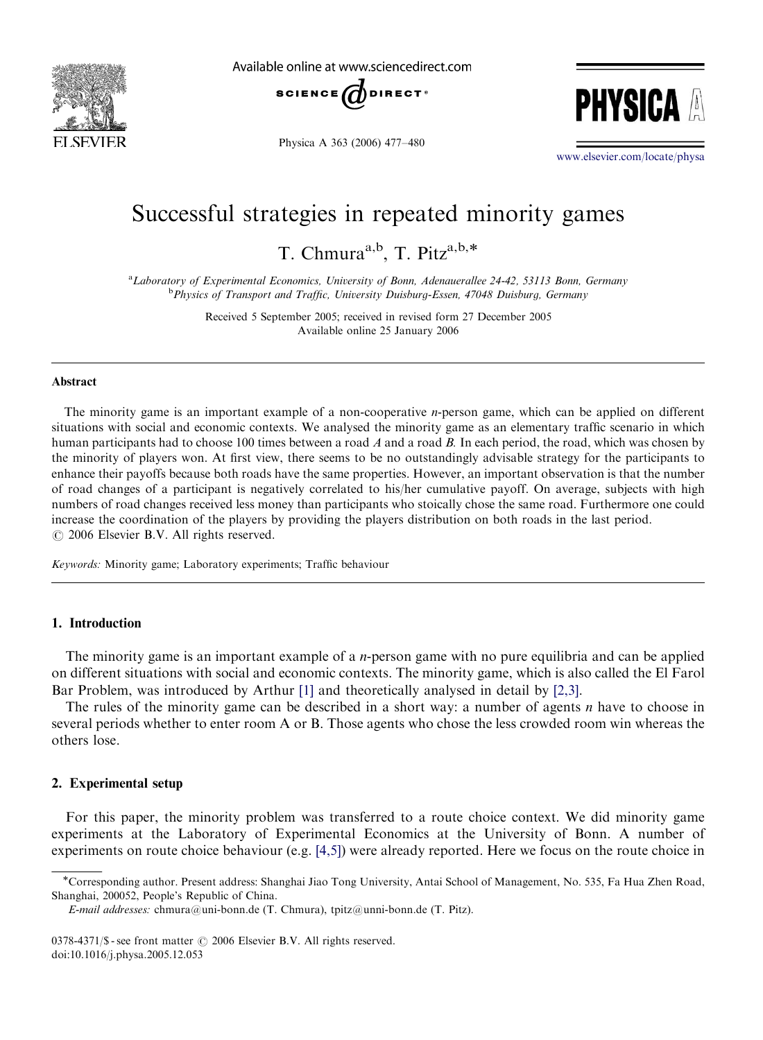# Successful strategies in repeated minority games

T. Chmura[a,b], T. Pitz[a,b,*]

[a] *Laboratory of Experimental Economics, University of Bonn, Adenauerallee 24-42, 53113 Bonn, Germany*
[b] *Physics of Transport and Traffic, University Duisburg-Essen, 47048 Duisburg, Germany*

Received 5 September 2005; received in revised form 27 December 2005
Available online 25 January 2006

## Abstract

The minority game is an important example of a non-cooperative *n*-person game, which can be applied on different situations with social and economic contexts. We analysed the minority game as an elementary traffic scenario in which human participants had to choose 100 times between a road *A* and a road *B*. In each period, the road, which was chosen by the minority of players won. At first view, there seems to be no outstandingly advisable strategy for the participants to enhance their payoffs because both roads have the same properties. However, an important observation is that the number of road changes of a participant is negatively correlated to his/her cumulative payoff. On average, subjects with high numbers of road changes received less money than participants who stoically chose the same road. Furthermore one could increase the coordination of the players by providing the players distribution on both roads in the last period.
© 2006 Elsevier B.V. All rights reserved.

*Keywords:* Minority game; Laboratory experiments; Traffic behaviour

## 1. Introduction

The minority game is an important example of a *n*-person game with no pure equilibria and can be applied on different situations with social and economic contexts. The minority game, which is also called the El Farol Bar Problem, was introduced by Arthur [1] and theoretically analysed in detail by [2,3].

The rules of the minority game can be described in a short way: a number of agents *n* have to choose in several periods whether to enter room A or B. Those agents who chose the less crowded room win whereas the others lose.

## 2. Experimental setup

For this paper, the minority problem was transferred to a route choice context. We did minority game experiments at the Laboratory of Experimental Economics at the University of Bonn. A number of experiments on route choice behaviour (e.g. [4,5]) were already reported. Here we focus on the route choice in

---

*Corresponding author. Present address: Shanghai Jiao Tong University, Antai School of Management, No. 535, Fa Hua Zhen Road, Shanghai, 200052, People's Republic of China.

*E-mail addresses:* chmura@uni-bonn.de (T. Chmura), tpitz@unni-bonn.de (T. Pitz).

0378-4371/$ - see front matter © 2006 Elsevier B.V. All rights reserved.
doi:10.1016/j.physa.2005.12.053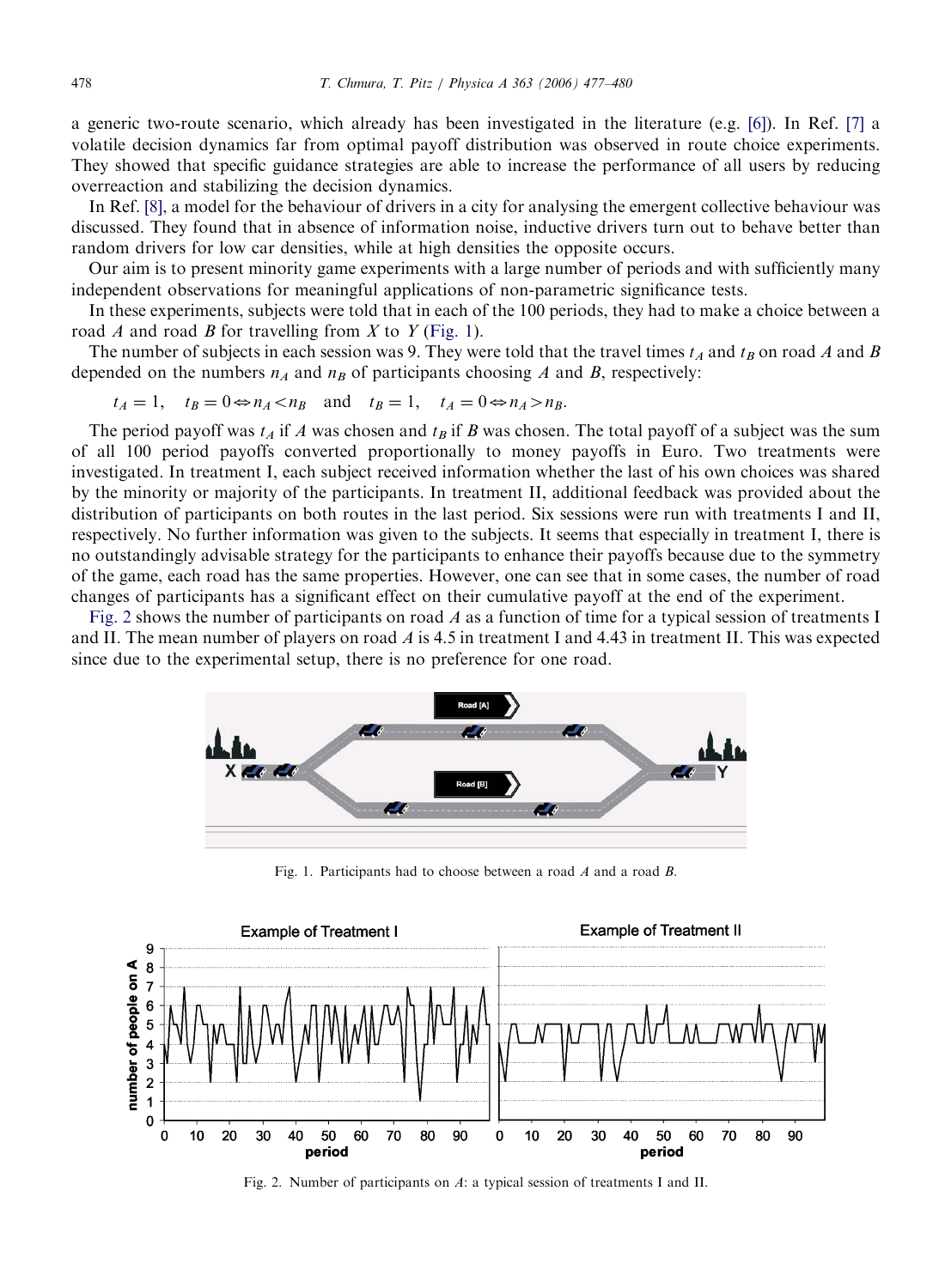a generic two-route scenario, which already has been investigated in the literature (e.g. [6]). In Ref. [7] a volatile decision dynamics far from optimal payoff distribution was observed in route choice experiments. They showed that specific guidance strategies are able to increase the performance of all users by reducing overreaction and stabilizing the decision dynamics.

In Ref. [8], a model for the behaviour of drivers in a city for analysing the emergent collective behaviour was discussed. They found that in absence of information noise, inductive drivers turn out to behave better than random drivers for low car densities, while at high densities the opposite occurs.

Our aim is to present minority game experiments with a large number of periods and with sufficiently many independent observations for meaningful applications of non-parametric significance tests.

In these experiments, subjects were told that in each of the 100 periods, they had to make a choice between a road $A$ and road $B$ for travelling from $X$ to $Y$ (Fig. 1).

The number of subjects in each session was 9. They were told that the travel times $t_A$ and $t_B$ on road $A$ and $B$ depended on the numbers $n_A$ and $n_B$ of participants choosing $A$ and $B$, respectively:

$$t_A = 1, \quad t_B = 0 \Leftrightarrow n_A < n_B \quad \text{and} \quad t_B = 1, \quad t_A = 0 \Leftrightarrow n_A > n_B.$$

The period payoff was $t_A$ if $A$ was chosen and $t_B$ if $B$ was chosen. The total payoff of a subject was the sum of all 100 period payoffs converted proportionally to money payoffs in Euro. Two treatments were investigated. In treatment I, each subject received information whether the last of his own choices was shared by the minority or majority of the participants. In treatment II, additional feedback was provided about the distribution of participants on both routes in the last period. Six sessions were run with treatments I and II, respectively. No further information was given to the subjects. It seems that especially in treatment I, there is no outstandingly advisable strategy for the participants to enhance their payoffs because due to the symmetry of the game, each road has the same properties. However, one can see that in some cases, the number of road changes of participants has a significant effect on their cumulative payoff at the end of the experiment.

Fig. 2 shows the number of participants on road $A$ as a function of time for a typical session of treatments I and II. The mean number of players on road $A$ is 4.5 in treatment I and 4.43 in treatment II. This was expected since due to the experimental setup, there is no preference for one road.

Fig. 1. Participants had to choose between a road $A$ and a road $B$.

Fig. 2. Number of participants on $A$: a typical session of treatments I and II.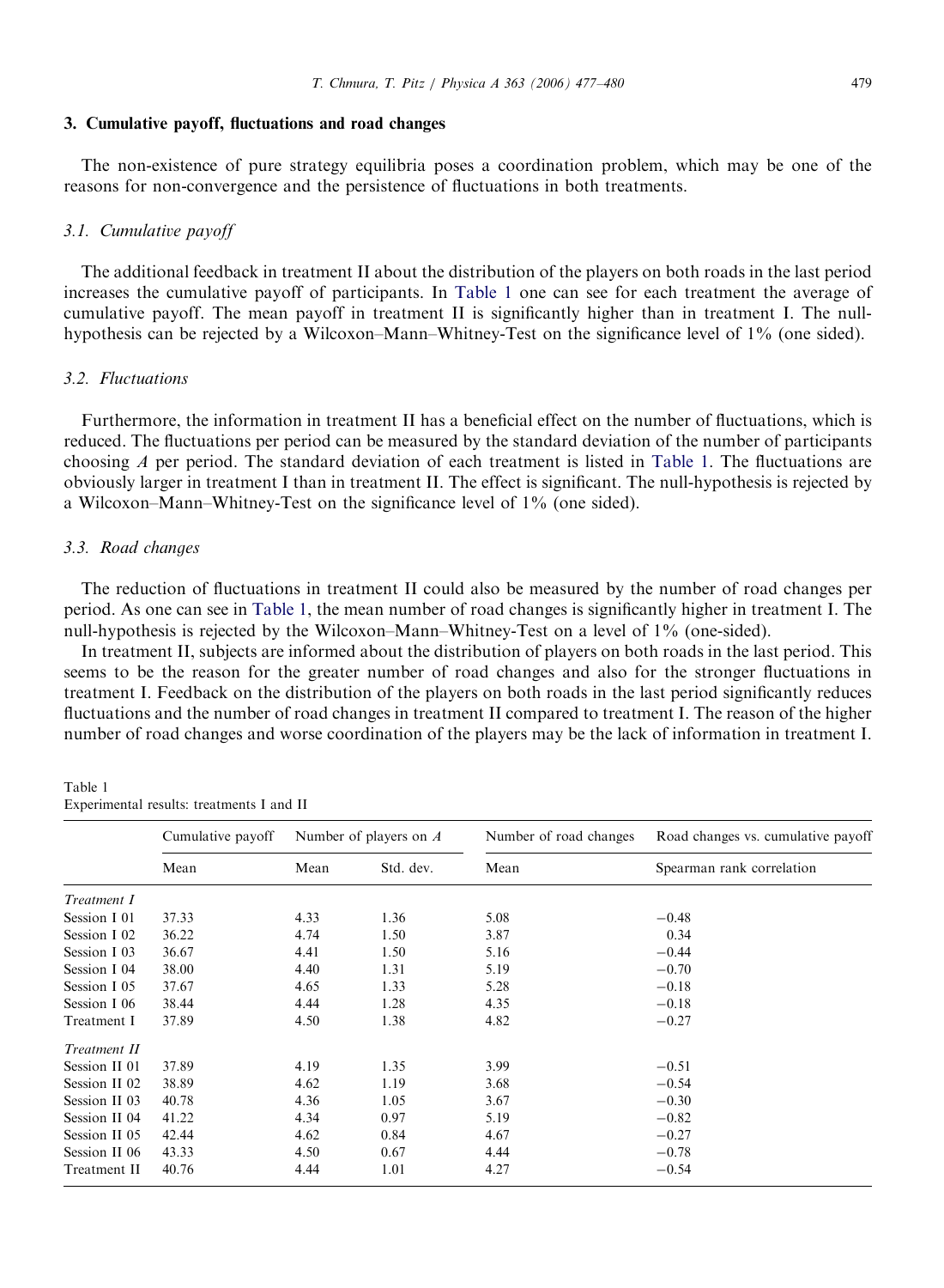## 3. Cumulative payoff, fluctuations and road changes

The non-existence of pure strategy equilibria poses a coordination problem, which may be one of the reasons for non-convergence and the persistence of fluctuations in both treatments.

### 3.1. Cumulative payoff

The additional feedback in treatment II about the distribution of the players on both roads in the last period increases the cumulative payoff of participants. In Table 1 one can see for each treatment the average of cumulative payoff. The mean payoff in treatment II is significantly higher than in treatment I. The null-hypothesis can be rejected by a Wilcoxon–Mann–Whitney-Test on the significance level of 1% (one sided).

### 3.2. Fluctuations

Furthermore, the information in treatment II has a beneficial effect on the number of fluctuations, which is reduced. The fluctuations per period can be measured by the standard deviation of the number of participants choosing $A$ per period. The standard deviation of each treatment is listed in Table 1. The fluctuations are obviously larger in treatment I than in treatment II. The effect is significant. The null-hypothesis is rejected by a Wilcoxon–Mann–Whitney-Test on the significance level of 1% (one sided).

### 3.3. Road changes

The reduction of fluctuations in treatment II could also be measured by the number of road changes per period. As one can see in Table 1, the mean number of road changes is significantly higher in treatment I. The null-hypothesis is rejected by the Wilcoxon–Mann–Whitney-Test on a level of 1% (one-sided).

In treatment II, subjects are informed about the distribution of players on both roads in the last period. This seems to be the reason for the greater number of road changes and also for the stronger fluctuations in treatment I. Feedback on the distribution of the players on both roads in the last period significantly reduces fluctuations and the number of road changes in treatment II compared to treatment I. The reason of the higher number of road changes and worse coordination of the players may be the lack of information in treatment I.

Table 1
Experimental results: treatments I and II

| | Cumulative payoff | Number of players on $A$ | | Number of road changes | Road changes vs. cumulative payoff |
|---|---|---|---|---|---|
| | Mean | Mean | Std. dev. | Mean | Spearman rank correlation |
| *Treatment I* | | | | | |
| Session I 01 | 37.33 | 4.33 | 1.36 | 5.08 | −0.48 |
| Session I 02 | 36.22 | 4.74 | 1.50 | 3.87 | 0.34 |
| Session I 03 | 36.67 | 4.41 | 1.50 | 5.16 | −0.44 |
| Session I 04 | 38.00 | 4.40 | 1.31 | 5.19 | −0.70 |
| Session I 05 | 37.67 | 4.65 | 1.33 | 5.28 | −0.18 |
| Session I 06 | 38.44 | 4.44 | 1.28 | 4.35 | −0.18 |
| Treatment I | 37.89 | 4.50 | 1.38 | 4.82 | −0.27 |
| *Treatment II* | | | | | |
| Session II 01 | 37.89 | 4.19 | 1.35 | 3.99 | −0.51 |
| Session II 02 | 38.89 | 4.62 | 1.19 | 3.68 | −0.54 |
| Session II 03 | 40.78 | 4.36 | 1.05 | 3.67 | −0.30 |
| Session II 04 | 41.22 | 4.34 | 0.97 | 5.19 | −0.82 |
| Session II 05 | 42.44 | 4.62 | 0.84 | 4.67 | −0.27 |
| Session II 06 | 43.33 | 4.50 | 0.67 | 4.44 | −0.78 |
| Treatment II | 40.76 | 4.44 | 1.01 | 4.27 | −0.54 |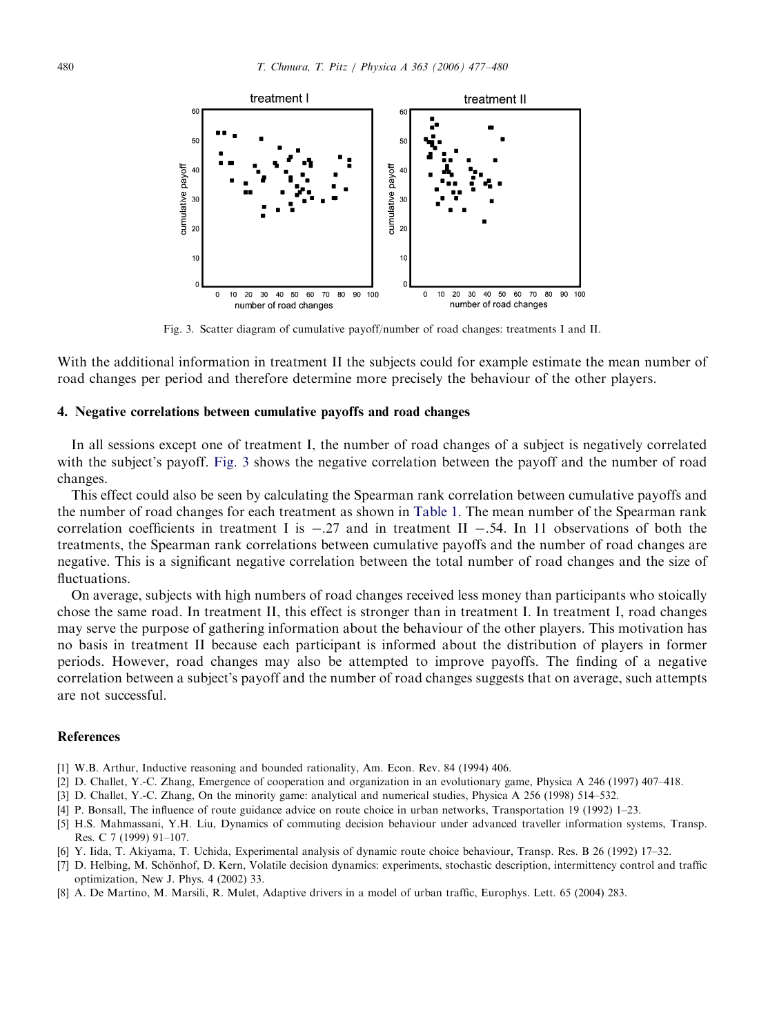treatment I

cumulative payoff

0 10 20 30 40 50 60

0 10 20 30 40 50 60 70 80 90 100

number of road changes

treatment II

cumulative payoff

0 10 20 30 40 50 60

0 10 20 30 40 50 60 70 80 90 100

number of road changes

Fig. 3. Scatter diagram of cumulative payoff/number of road changes: treatments I and II.

With the additional information in treatment II the subjects could for example estimate the mean number of road changes per period and therefore determine more precisely the behaviour of the other players.

## 4. Negative correlations between cumulative payoffs and road changes

In all sessions except one of treatment I, the number of road changes of a subject is negatively correlated with the subject's payoff. Fig. 3 shows the negative correlation between the payoff and the number of road changes.

This effect could also be seen by calculating the Spearman rank correlation between cumulative payoffs and the number of road changes for each treatment as shown in Table 1. The mean number of the Spearman rank correlation coefficients in treatment I is $-.27$ and in treatment II $-.54$. In 11 observations of both the treatments, the Spearman rank correlations between cumulative payoffs and the number of road changes are negative. This is a significant negative correlation between the total number of road changes and the size of fluctuations.

On average, subjects with high numbers of road changes received less money than participants who stoically chose the same road. In treatment II, this effect is stronger than in treatment I. In treatment I, road changes may serve the purpose of gathering information about the behaviour of the other players. This motivation has no basis in treatment II because each participant is informed about the distribution of players in former periods. However, road changes may also be attempted to improve payoffs. The finding of a negative correlation between a subject's payoff and the number of road changes suggests that on average, such attempts are not successful.

## References

[1] W.B. Arthur, Inductive reasoning and bounded rationality, Am. Econ. Rev. 84 (1994) 406.

[2] D. Challet, Y.-C. Zhang, Emergence of cooperation and organization in an evolutionary game, Physica A 246 (1997) 407–418.

[3] D. Challet, Y.-C. Zhang, On the minority game: analytical and numerical studies, Physica A 256 (1998) 514–532.

[4] P. Bonsall, The influence of route guidance advice on route choice in urban networks, Transportation 19 (1992) 1–23.

[5] H.S. Mahmassani, Y.H. Liu, Dynamics of commuting decision behaviour under advanced traveller information systems, Transp. Res. C 7 (1999) 91–107.

[6] Y. Iida, T. Akiyama, T. Uchida, Experimental analysis of dynamic route choice behaviour, Transp. Res. B 26 (1992) 17–32.

[7] D. Helbing, M. Schönhof, D. Kern, Volatile decision dynamics: experiments, stochastic description, intermittency control and traffic optimization, New J. Phys. 4 (2002) 33.

[8] A. De Martino, M. Marsili, R. Mulet, Adaptive drivers in a model of urban traffic, Europhys. Lett. 65 (2004) 283.